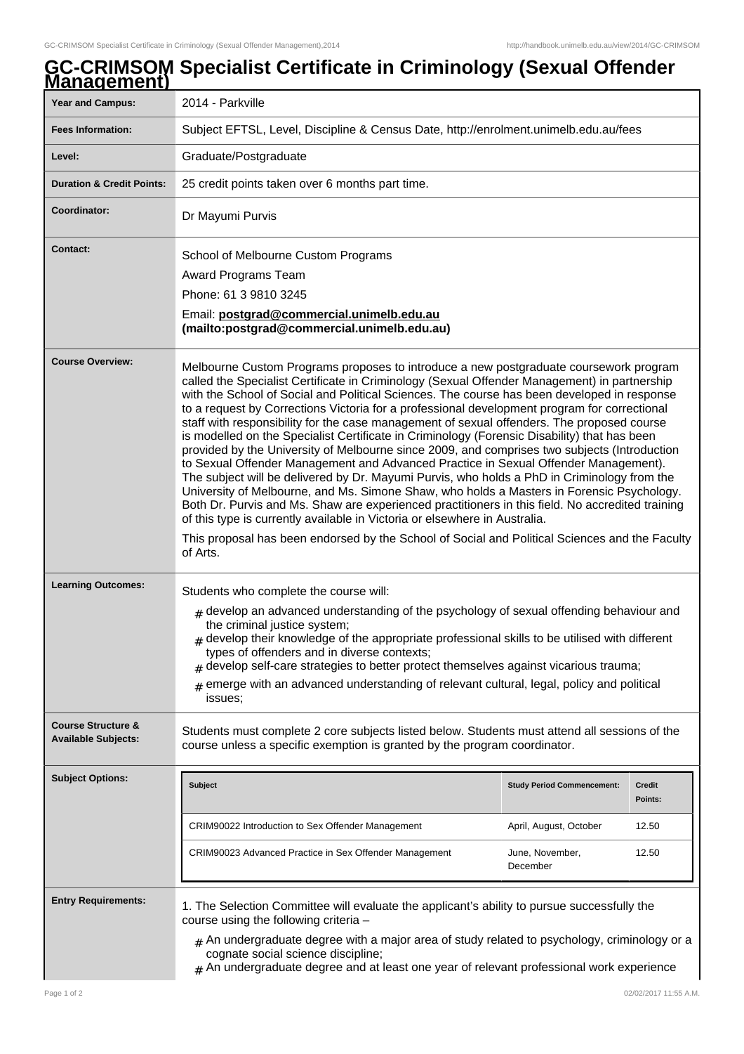# GC-CRIMSOM Specialist Certificate in Criminology (Sexual Offender Management)

| | |
|---|---|
| **Year and Campus:** | 2014 - Parkville |
| **Fees Information:** | Subject EFTSL, Level, Discipline & Census Date, http://enrolment.unimelb.edu.au/fees |
| **Level:** | Graduate/Postgraduate |
| **Duration & Credit Points:** | 25 credit points taken over 6 months part time. |
| **Coordinator:** | Dr Mayumi Purvis |
| **Contact:** | School of Melbourne Custom Programs<br>Award Programs Team<br>Phone: 61 3 9810 3245<br>Email: **postgrad@commercial.unimelb.edu.au (mailto:postgrad@commercial.unimelb.edu.au)** |
| **Course Overview:** | Melbourne Custom Programs proposes to introduce a new postgraduate coursework program called the Specialist Certificate in Criminology (Sexual Offender Management) in partnership with the School of Social and Political Sciences. The course has been developed in response to a request by Corrections Victoria for a professional development program for correctional staff with responsibility for the case management of sexual offenders. The proposed course is modelled on the Specialist Certificate in Criminology (Forensic Disability) that has been provided by the University of Melbourne since 2009, and comprises two subjects (Introduction to Sexual Offender Management and Advanced Practice in Sexual Offender Management). The subject will be delivered by Dr. Mayumi Purvis, who holds a PhD in Criminology from the University of Melbourne, and Ms. Simone Shaw, who holds a Masters in Forensic Psychology. Both Dr. Purvis and Ms. Shaw are experienced practitioners in this field. No accredited training of this type is currently available in Victoria or elsewhere in Australia.<br><br>This proposal has been endorsed by the School of Social and Political Sciences and the Faculty of Arts. |
| **Learning Outcomes:** | Students who complete the course will:<br># develop an advanced understanding of the psychology of sexual offending behaviour and the criminal justice system;<br># develop their knowledge of the appropriate professional skills to be utilised with different types of offenders and in diverse contexts;<br># develop self-care strategies to better protect themselves against vicarious trauma;<br># emerge with an advanced understanding of relevant cultural, legal, policy and political issues; |
| **Course Structure & Available Subjects:** | Students must complete 2 core subjects listed below. Students must attend all sessions of the course unless a specific exemption is granted by the program coordinator. |

**Subject Options:**

| Subject | Study Period Commencement: | Credit Points: |
|---|---|---|
| CRIM90022 Introduction to Sex Offender Management | April, August, October | 12.50 |
| CRIM90023 Advanced Practice in Sex Offender Management | June, November, December | 12.50 |

**Entry Requirements:**

1. The Selection Committee will evaluate the applicant's ability to pursue successfully the course using the following criteria –

# An undergraduate degree with a major area of study related to psychology, criminology or a cognate social science discipline;
# An undergraduate degree and at least one year of relevant professional work experience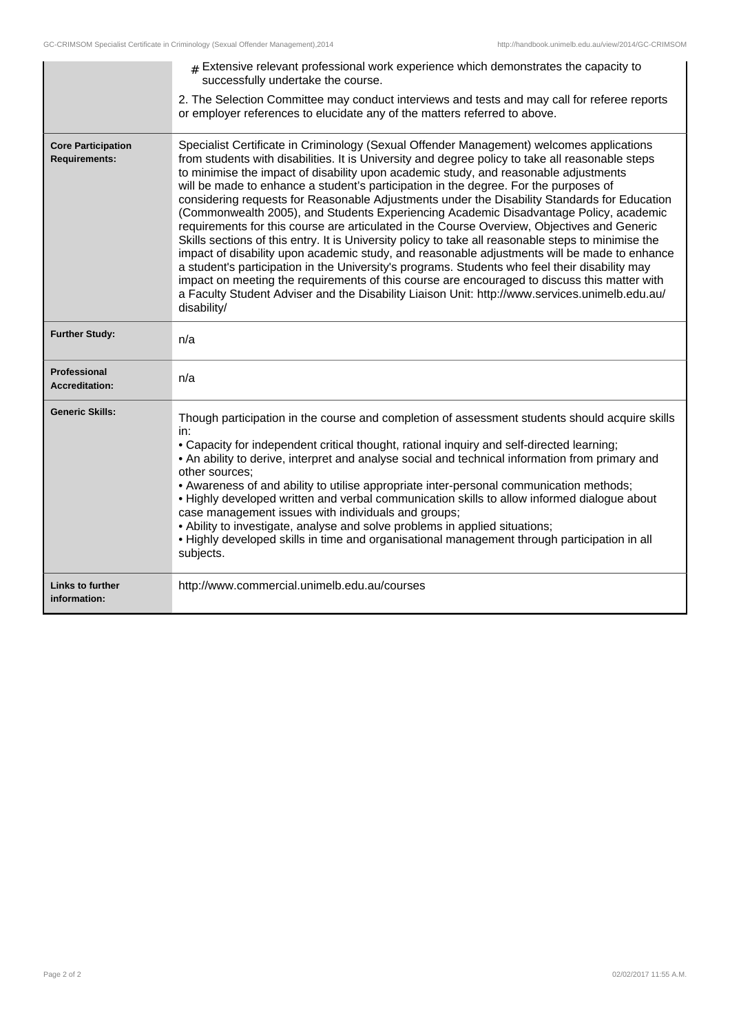| | |
|---|---|
| | # Extensive relevant professional work experience which demonstrates the capacity to successfully undertake the course.<br><br>2. The Selection Committee may conduct interviews and tests and may call for referee reports or employer references to elucidate any of the matters referred to above. |
| **Core Participation Requirements:** | Specialist Certificate in Criminology (Sexual Offender Management) welcomes applications from students with disabilities. It is University and degree policy to take all reasonable steps to minimise the impact of disability upon academic study, and reasonable adjustments will be made to enhance a student's participation in the degree. For the purposes of considering requests for Reasonable Adjustments under the Disability Standards for Education (Commonwealth 2005), and Students Experiencing Academic Disadvantage Policy, academic requirements for this course are articulated in the Course Overview, Objectives and Generic Skills sections of this entry. It is University policy to take all reasonable steps to minimise the impact of disability upon academic study, and reasonable adjustments will be made to enhance a student's participation in the University's programs. Students who feel their disability may impact on meeting the requirements of this course are encouraged to discuss this matter with a Faculty Student Adviser and the Disability Liaison Unit: http://www.services.unimelb.edu.au/disability/ |
| **Further Study:** | n/a |
| **Professional Accreditation:** | n/a |
| **Generic Skills:** | Though participation in the course and completion of assessment students should acquire skills in:<br>• Capacity for independent critical thought, rational inquiry and self-directed learning;<br>• An ability to derive, interpret and analyse social and technical information from primary and other sources;<br>• Awareness of and ability to utilise appropriate inter-personal communication methods;<br>• Highly developed written and verbal communication skills to allow informed dialogue about case management issues with individuals and groups;<br>• Ability to investigate, analyse and solve problems in applied situations;<br>• Highly developed skills in time and organisational management through participation in all subjects. |
| **Links to further information:** | http://www.commercial.unimelb.edu.au/courses |